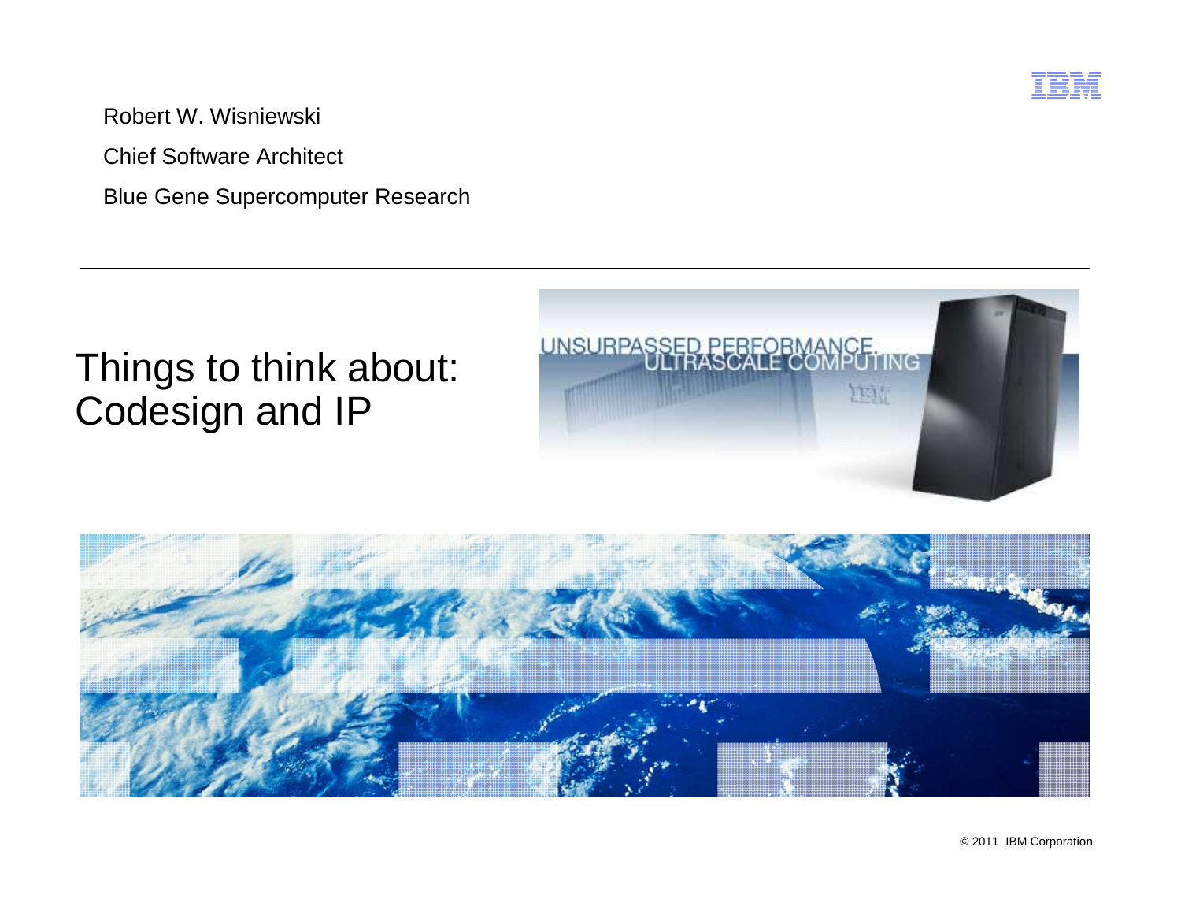Robert W. Wisniewski

Chief Software Architect

Blue Gene Supercomputer Research

# Things to think about: Codesign and IP

© 2011 IBM Corporation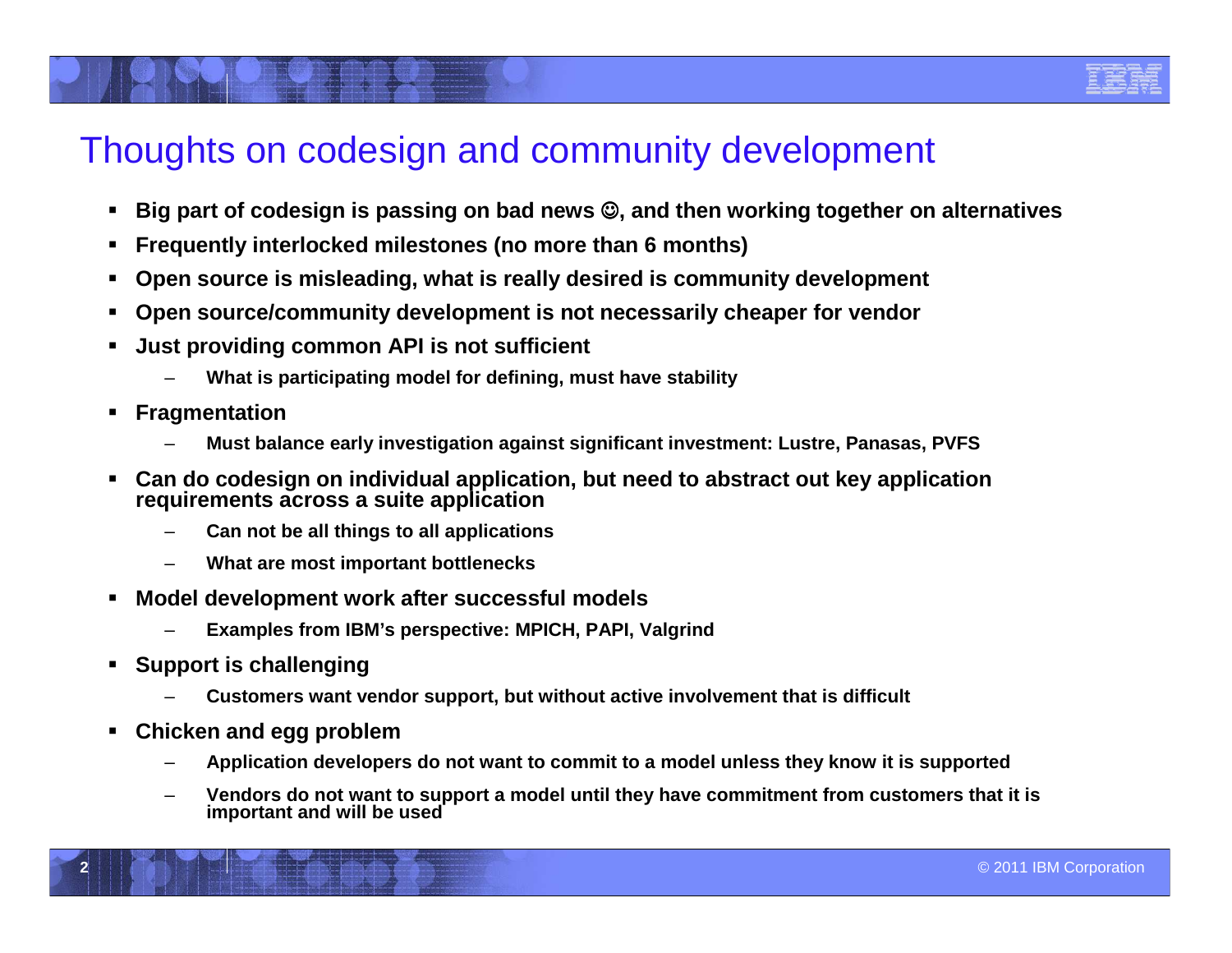# Thoughts on codesign and community development

- **Big part of codesign is passing on bad news ☺, and then working together on alternatives**
- **Frequently interlocked milestones (no more than 6 months)**
- **Open source is misleading, what is really desired is community development**
- **Open source/community development is not necessarily cheaper for vendor**
- **Just providing common API is not sufficient**
  - **What is participating model for defining, must have stability**
- **Fragmentation**
  - **Must balance early investigation against significant investment: Lustre, Panasas, PVFS**
- **Can do codesign on individual application, but need to abstract out key application requirements across a suite application**
  - **Can not be all things to all applications**
  - **What are most important bottlenecks**
- **Model development work after successful models**
  - **Examples from IBM's perspective: MPICH, PAPI, Valgrind**
- **Support is challenging**
  - **Customers want vendor support, but without active involvement that is difficult**
- **Chicken and egg problem**
  - **Application developers do not want to commit to a model unless they know it is supported**
  - **Vendors do not want to support a model until they have commitment from customers that it is important and will be used**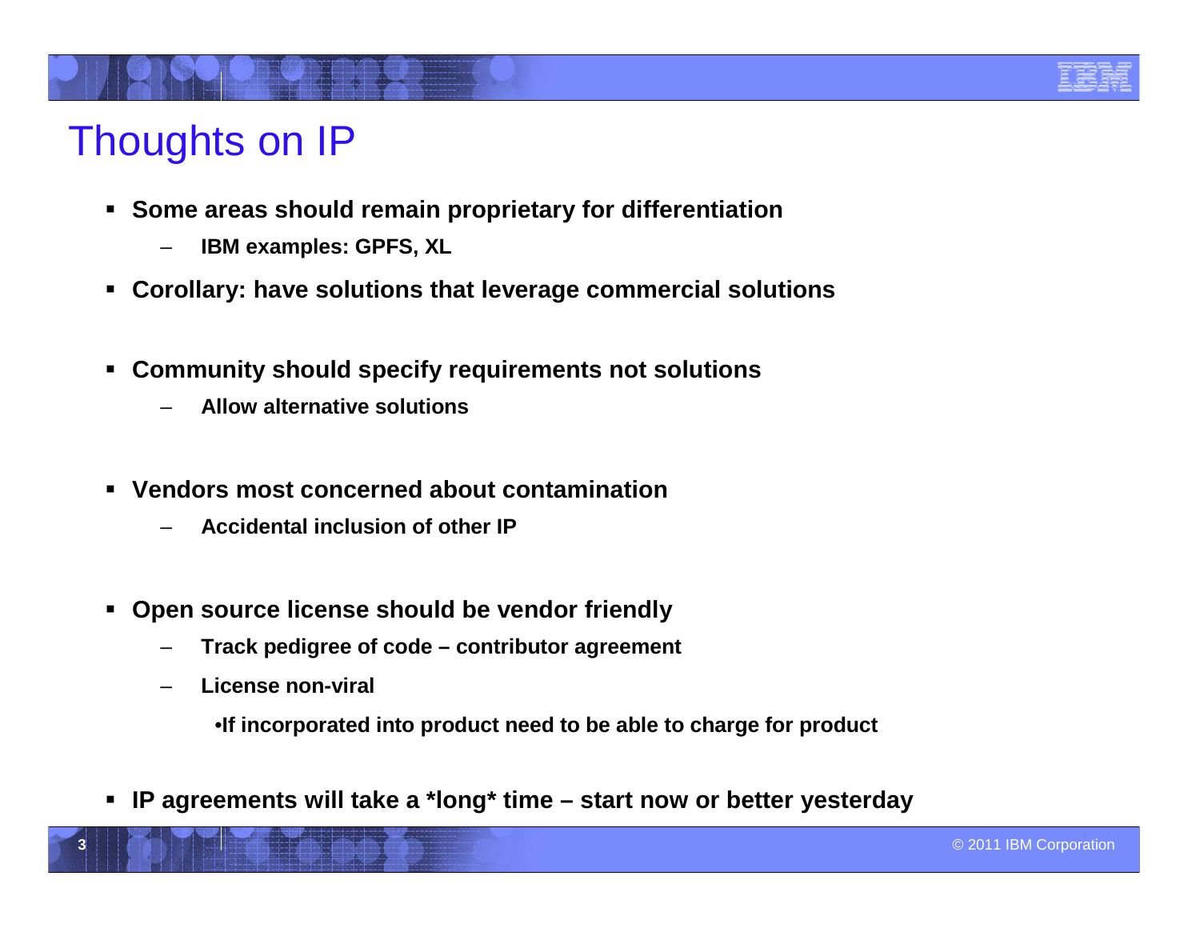# Thoughts on IP

- **Some areas should remain proprietary for differentiation**
  - **IBM examples: GPFS, XL**
- **Corollary: have solutions that leverage commercial solutions**
- **Community should specify requirements not solutions**
  - **Allow alternative solutions**
- **Vendors most concerned about contamination**
  - **Accidental inclusion of other IP**
- **Open source license should be vendor friendly**
  - **Track pedigree of code – contributor agreement**
  - **License non-viral**
    - **If incorporated into product need to be able to charge for product**
- **IP agreements will take a *long* time – start now or better yesterday**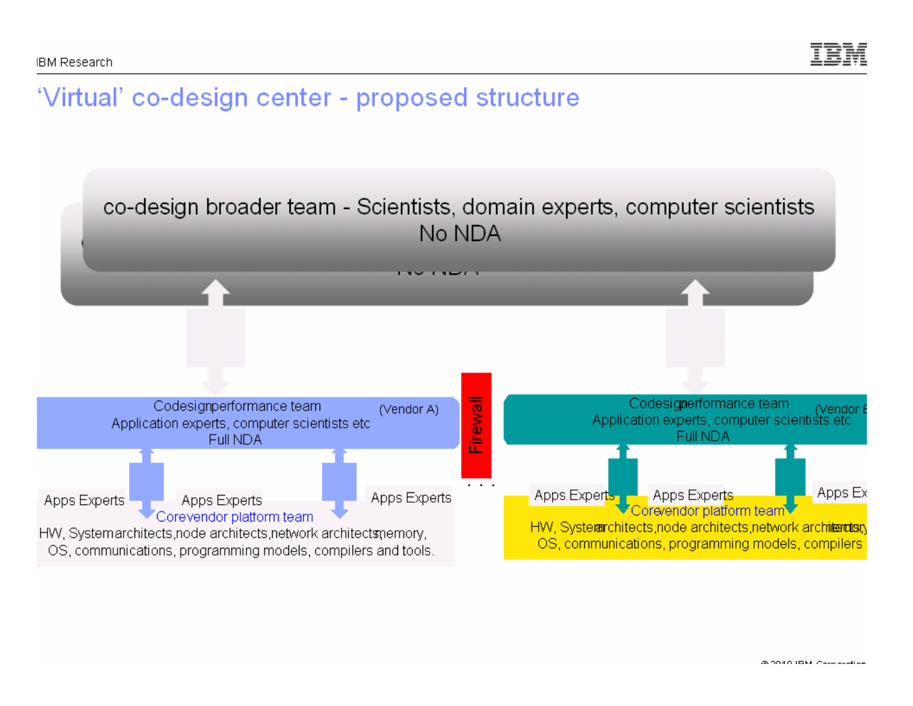# 'Virtual' co-design center - proposed structure

co-design broader team - Scientists, domain experts, computer scientists
No NDA

Codesign performance team (Vendor A)
Application experts, computer scientists etc
Full NDA

Firewall

Codesign performance team (Vendor B)
Application experts, computer scientists etc
Full NDA

Apps Experts

Apps Experts

Apps Experts

Core vendor platform team
HW, System architects, node architects, network architects, memory,
OS, communications, programming models, compilers and tools.

. . .

Apps Experts

Apps Experts

Apps Experts

Core vendor platform team
HW, System architects, node architects, network architects, memory,
OS, communications, programming models, compilers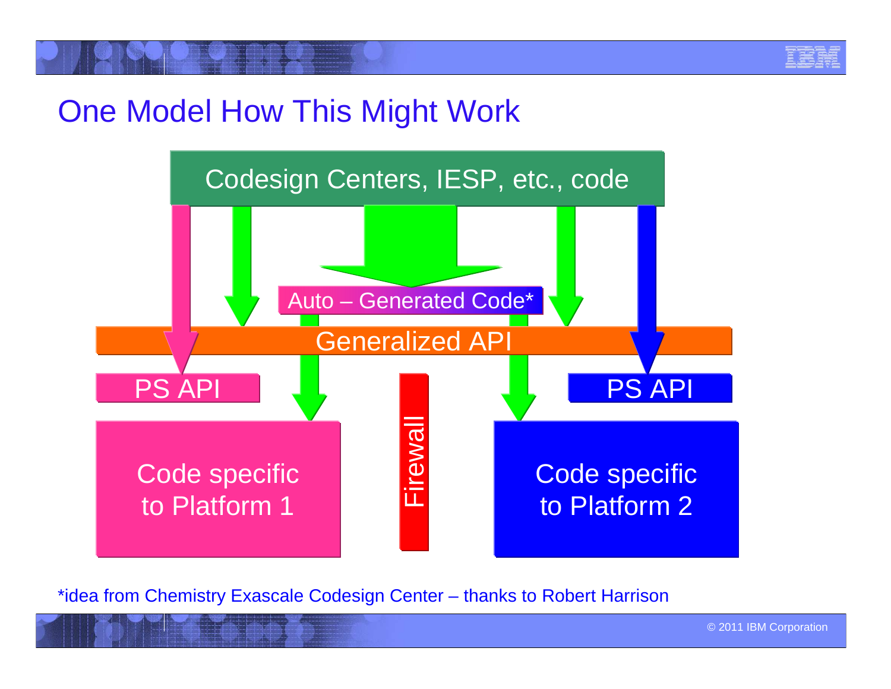# One Model How This Might Work

Codesign Centers, IESP, etc., code

Auto – Generated Code*

Generalized API

PS API

PS API

Firewall

Code specific to Platform 1

Code specific to Platform 2

*idea from Chemistry Exascale Codesign Center – thanks to Robert Harrison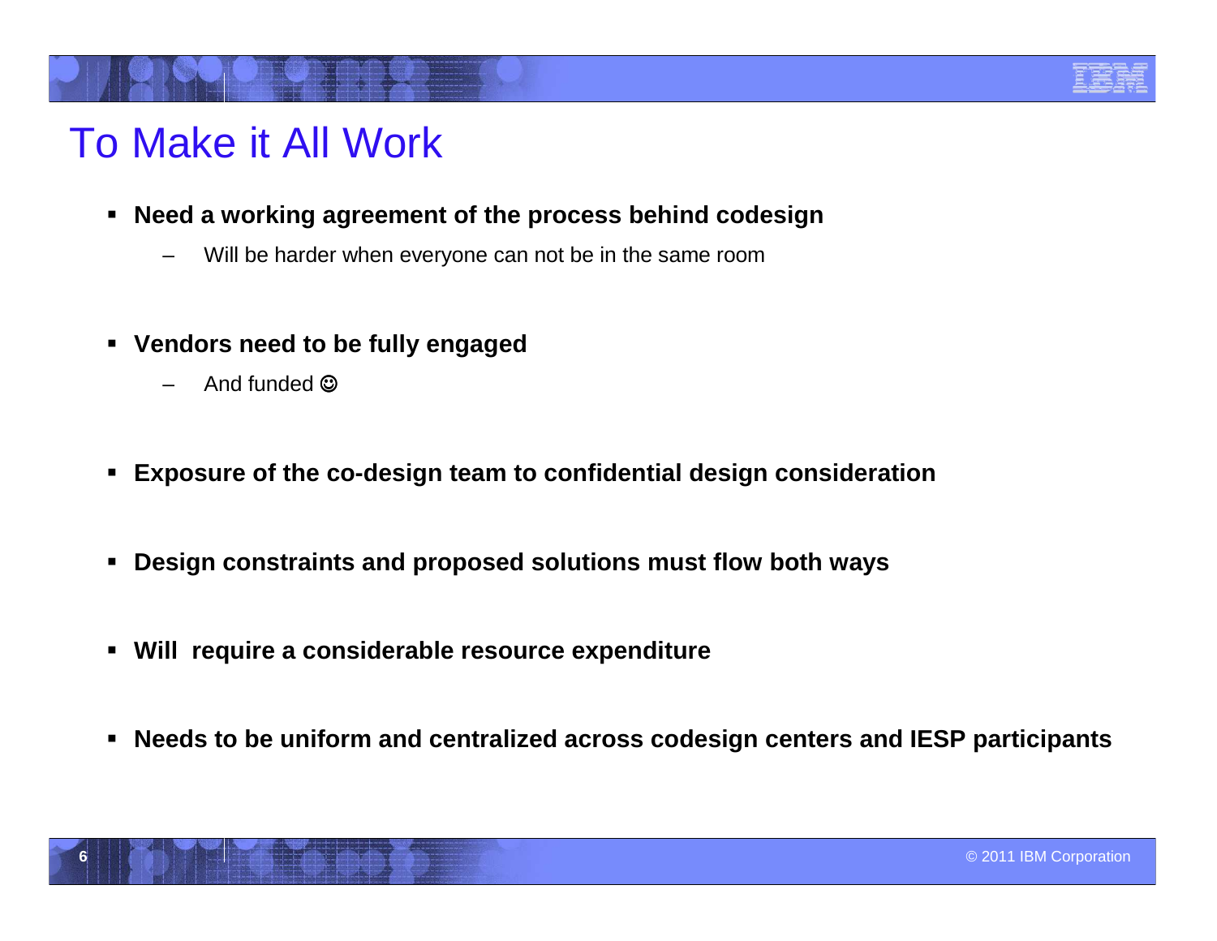# To Make it All Work

- **Need a working agreement of the process behind codesign**
  - Will be harder when everyone can not be in the same room

- **Vendors need to be fully engaged**
  - And funded ☺

- **Exposure of the co-design team to confidential design consideration**

- **Design constraints and proposed solutions must flow both ways**

- **Will require a considerable resource expenditure**

- **Needs to be uniform and centralized across codesign centers and IESP participants**